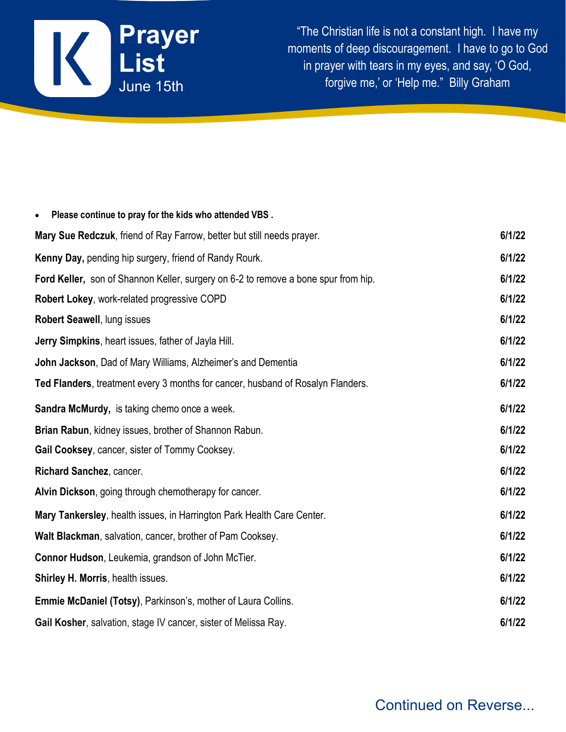# Prayer List

June 15th

"The Christian life is not a constant high. I have my moments of deep discouragement. I have to go to God in prayer with tears in my eyes, and say, 'O God, forgive me,' or 'Help me." Billy Graham

- **Please continue to pray for the kids who attended VBS .**

| | |
|---|---|
| **Mary Sue Redczuk**, friend of Ray Farrow, better but still needs prayer. | **6/1/22** |
| **Kenny Day,** pending hip surgery, friend of Randy Rourk. | **6/1/22** |
| **Ford Keller,** son of Shannon Keller, surgery on 6-2 to remove a bone spur from hip. | **6/1/22** |
| **Robert Lokey**, work-related progressive COPD | **6/1/22** |
| **Robert Seawell**, lung issues | **6/1/22** |
| **Jerry Simpkins**, heart issues, father of Jayla Hill. | **6/1/22** |
| **John Jackson**, Dad of Mary Williams, Alzheimer's and Dementia | **6/1/22** |
| **Ted Flanders**, treatment every 3 months for cancer, husband of Rosalyn Flanders. | **6/1/22** |
| **Sandra McMurdy,** is taking chemo once a week. | **6/1/22** |
| **Brian Rabun**, kidney issues, brother of Shannon Rabun. | **6/1/22** |
| **Gail Cooksey**, cancer, sister of Tommy Cooksey. | **6/1/22** |
| **Richard Sanchez**, cancer. | **6/1/22** |
| **Alvin Dickson**, going through chemotherapy for cancer. | **6/1/22** |
| **Mary Tankersley**, health issues, in Harrington Park Health Care Center. | **6/1/22** |
| **Walt Blackman**, salvation, cancer, brother of Pam Cooksey. | **6/1/22** |
| **Connor Hudson**, Leukemia, grandson of John McTier. | **6/1/22** |
| **Shirley H. Morris**, health issues. | **6/1/22** |
| **Emmie McDaniel (Totsy)**, Parkinson's, mother of Laura Collins. | **6/1/22** |
| **Gail Kosher**, salvation, stage IV cancer, sister of Melissa Ray. | **6/1/22** |

Continued on Reverse...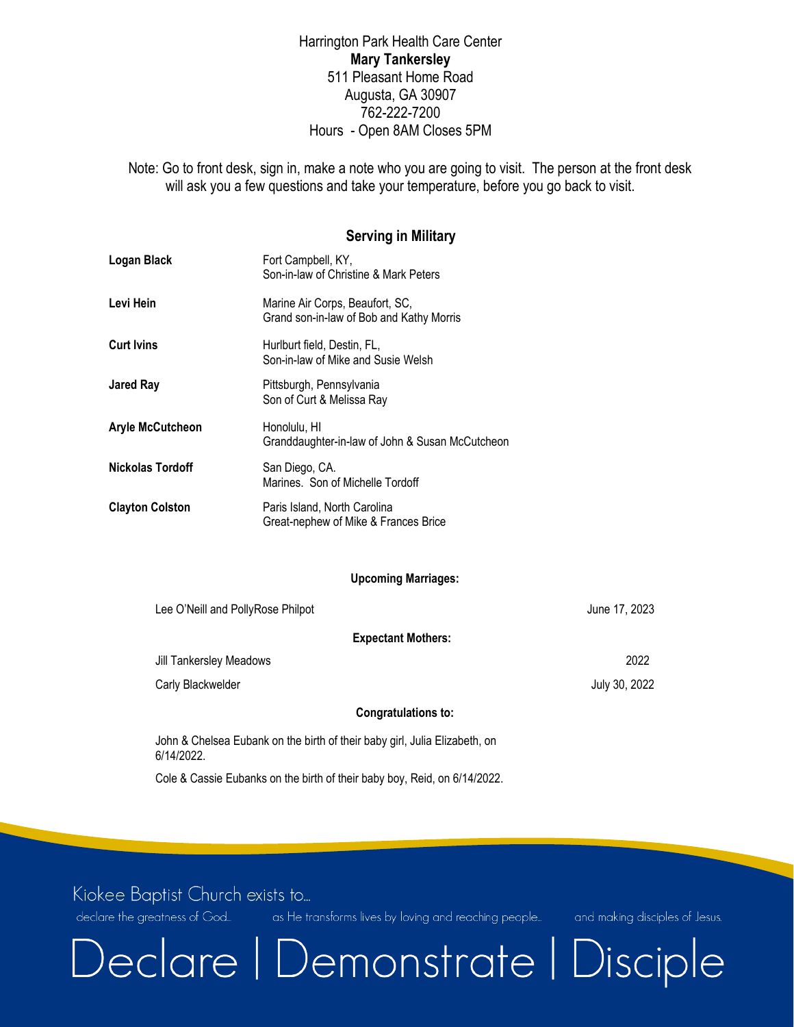Harrington Park Health Care Center
**Mary Tankersley**
511 Pleasant Home Road
Augusta, GA 30907
762-222-7200
Hours - Open 8AM Closes 5PM

Note: Go to front desk, sign in, make a note who you are going to visit. The person at the front desk will ask you a few questions and take your temperature, before you go back to visit.

## Serving in Military

| | |
|---|---|
| **Logan Black** | Fort Campbell, KY, Son-in-law of Christine & Mark Peters |
| **Levi Hein** | Marine Air Corps, Beaufort, SC, Grand son-in-law of Bob and Kathy Morris |
| **Curt Ivins** | Hurlburt field, Destin, FL, Son-in-law of Mike and Susie Welsh |
| **Jared Ray** | Pittsburgh, Pennsylvania Son of Curt & Melissa Ray |
| **Aryle McCutcheon** | Honolulu, HI Granddaughter-in-law of John & Susan McCutcheon |
| **Nickolas Tordoff** | San Diego, CA. Marines. Son of Michelle Tordoff |
| **Clayton Colston** | Paris Island, North Carolina Great-nephew of Mike & Frances Brice |

### Upcoming Marriages:

Lee O'Neill and PollyRose Philpot — June 17, 2023

### Expectant Mothers:

Jill Tankersley Meadows — 2022

Carly Blackwelder — July 30, 2022

### Congratulations to:

John & Chelsea Eubank on the birth of their baby girl, Julia Elizabeth, on 6/14/2022.

Cole & Cassie Eubanks on the birth of their baby boy, Reid, on 6/14/2022.

Kiokee Baptist Church exists to...

declare the greatness of God... as He transforms lives by loving and reaching people... and making disciples of Jesus.

Declare | Demonstrate | Disciple